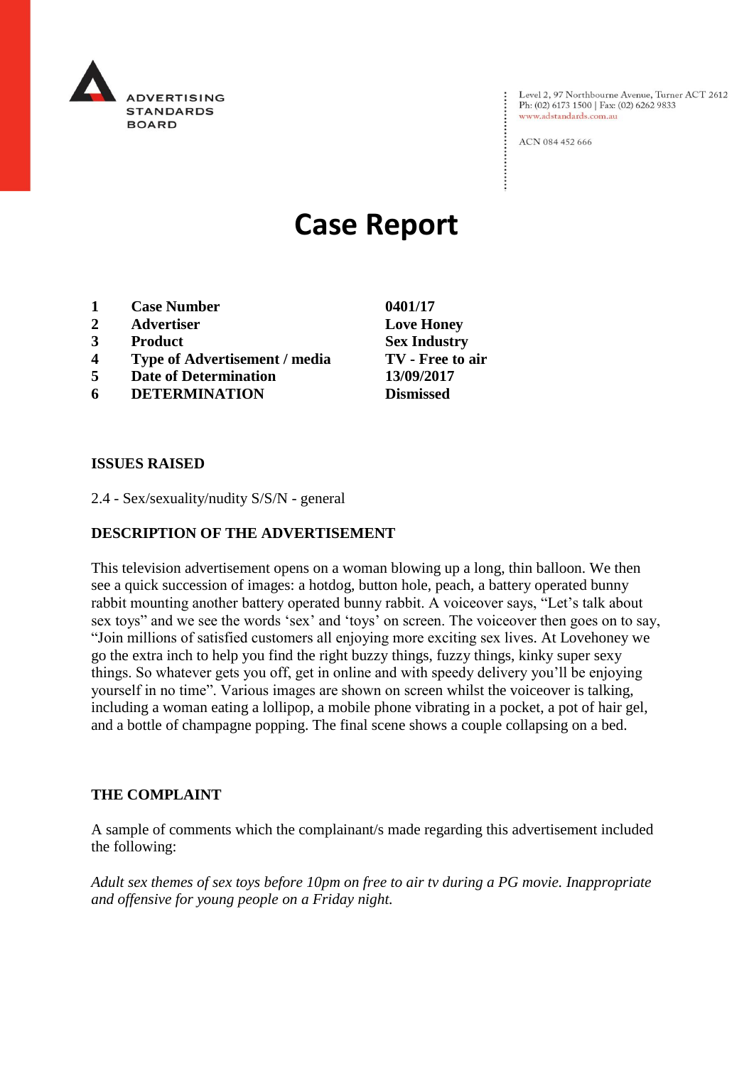ADVERTISING STANDARDS BOARD

Level 2, 97 Northbourne Avenue, Turner ACT 2612
Ph: (02) 6173 1500 | Fax: (02) 6262 9833
www.adstandards.com.au

ACN 084 452 666

# Case Report

| | | |
|---|---|---|
| **1** | **Case Number** | **0401/17** |
| **2** | **Advertiser** | **Love Honey** |
| **3** | **Product** | **Sex Industry** |
| **4** | **Type of Advertisement / media** | **TV - Free to air** |
| **5** | **Date of Determination** | **13/09/2017** |
| **6** | **DETERMINATION** | **Dismissed** |

**ISSUES RAISED**

2.4 - Sex/sexuality/nudity S/S/N - general

**DESCRIPTION OF THE ADVERTISEMENT**

This television advertisement opens on a woman blowing up a long, thin balloon. We then see a quick succession of images: a hotdog, button hole, peach, a battery operated bunny rabbit mounting another battery operated bunny rabbit. A voiceover says, "Let's talk about sex toys" and we see the words 'sex' and 'toys' on screen. The voiceover then goes on to say, "Join millions of satisfied customers all enjoying more exciting sex lives. At Lovehoney we go the extra inch to help you find the right buzzy things, fuzzy things, kinky super sexy things. So whatever gets you off, get in online and with speedy delivery you'll be enjoying yourself in no time". Various images are shown on screen whilst the voiceover is talking, including a woman eating a lollipop, a mobile phone vibrating in a pocket, a pot of hair gel, and a bottle of champagne popping. The final scene shows a couple collapsing on a bed.

**THE COMPLAINT**

A sample of comments which the complainant/s made regarding this advertisement included the following:

*Adult sex themes of sex toys before 10pm on free to air tv during a PG movie. Inappropriate and offensive for young people on a Friday night.*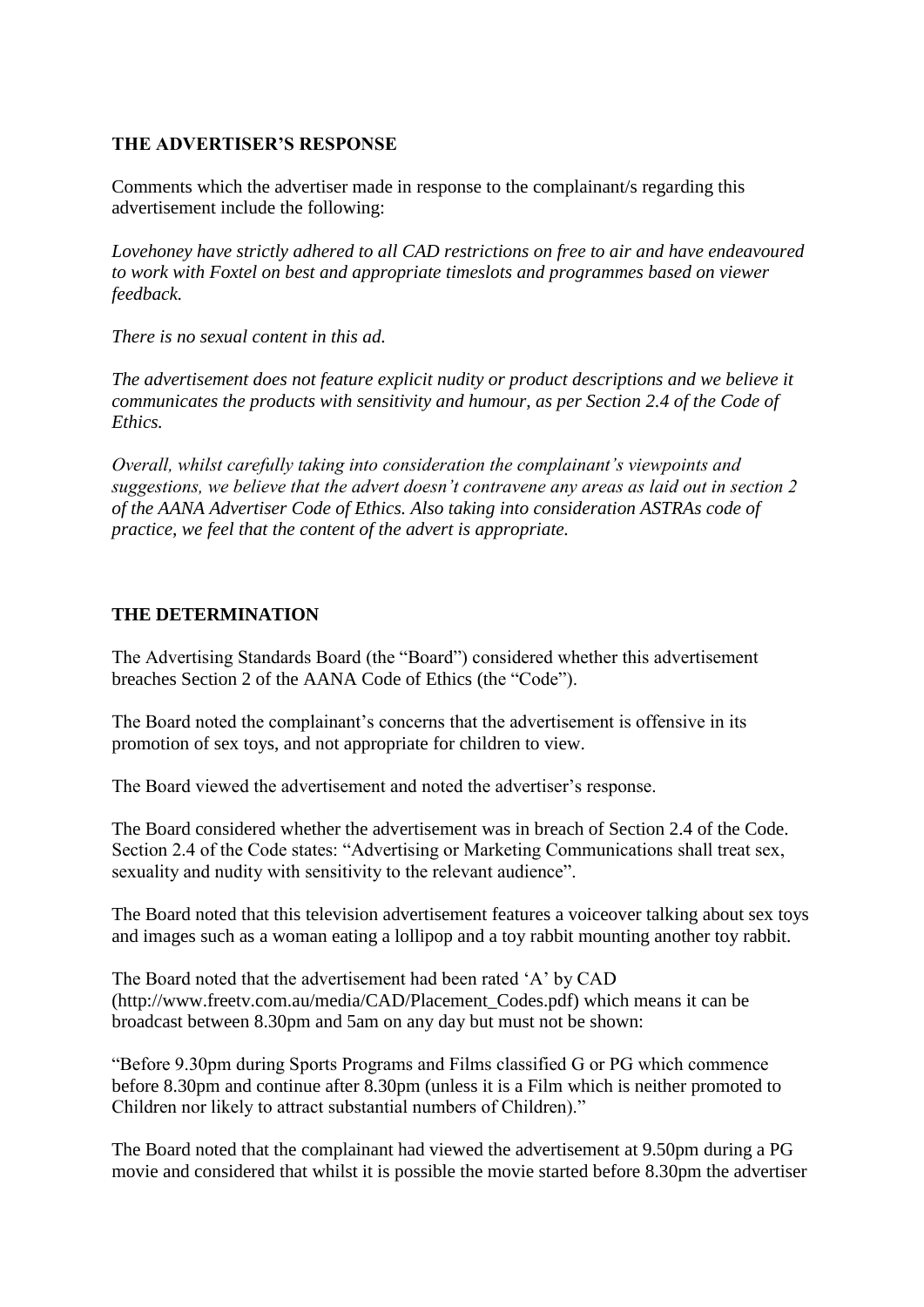## THE ADVERTISER'S RESPONSE

Comments which the advertiser made in response to the complainant/s regarding this advertisement include the following:

*Lovehoney have strictly adhered to all CAD restrictions on free to air and have endeavoured to work with Foxtel on best and appropriate timeslots and programmes based on viewer feedback.*

*There is no sexual content in this ad.*

*The advertisement does not feature explicit nudity or product descriptions and we believe it communicates the products with sensitivity and humour, as per Section 2.4 of the Code of Ethics.*

*Overall, whilst carefully taking into consideration the complainant's viewpoints and suggestions, we believe that the advert doesn't contravene any areas as laid out in section 2 of the AANA Advertiser Code of Ethics. Also taking into consideration ASTRAs code of practice, we feel that the content of the advert is appropriate.*

## THE DETERMINATION

The Advertising Standards Board (the "Board") considered whether this advertisement breaches Section 2 of the AANA Code of Ethics (the "Code").

The Board noted the complainant's concerns that the advertisement is offensive in its promotion of sex toys, and not appropriate for children to view.

The Board viewed the advertisement and noted the advertiser's response.

The Board considered whether the advertisement was in breach of Section 2.4 of the Code. Section 2.4 of the Code states: "Advertising or Marketing Communications shall treat sex, sexuality and nudity with sensitivity to the relevant audience".

The Board noted that this television advertisement features a voiceover talking about sex toys and images such as a woman eating a lollipop and a toy rabbit mounting another toy rabbit.

The Board noted that the advertisement had been rated 'A' by CAD (http://www.freetv.com.au/media/CAD/Placement_Codes.pdf) which means it can be broadcast between 8.30pm and 5am on any day but must not be shown:

"Before 9.30pm during Sports Programs and Films classified G or PG which commence before 8.30pm and continue after 8.30pm (unless it is a Film which is neither promoted to Children nor likely to attract substantial numbers of Children)."

The Board noted that the complainant had viewed the advertisement at 9.50pm during a PG movie and considered that whilst it is possible the movie started before 8.30pm the advertiser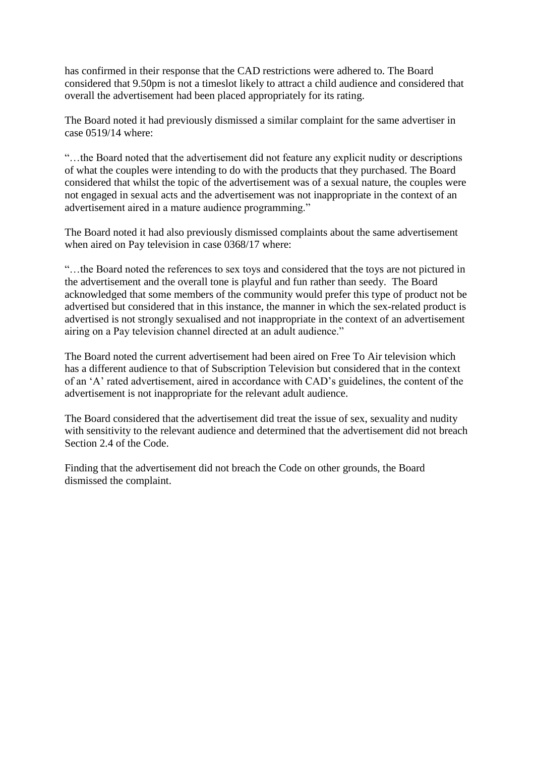has confirmed in their response that the CAD restrictions were adhered to. The Board considered that 9.50pm is not a timeslot likely to attract a child audience and considered that overall the advertisement had been placed appropriately for its rating.

The Board noted it had previously dismissed a similar complaint for the same advertiser in case 0519/14 where:

"…the Board noted that the advertisement did not feature any explicit nudity or descriptions of what the couples were intending to do with the products that they purchased. The Board considered that whilst the topic of the advertisement was of a sexual nature, the couples were not engaged in sexual acts and the advertisement was not inappropriate in the context of an advertisement aired in a mature audience programming."

The Board noted it had also previously dismissed complaints about the same advertisement when aired on Pay television in case 0368/17 where:

"…the Board noted the references to sex toys and considered that the toys are not pictured in the advertisement and the overall tone is playful and fun rather than seedy. The Board acknowledged that some members of the community would prefer this type of product not be advertised but considered that in this instance, the manner in which the sex-related product is advertised is not strongly sexualised and not inappropriate in the context of an advertisement airing on a Pay television channel directed at an adult audience."

The Board noted the current advertisement had been aired on Free To Air television which has a different audience to that of Subscription Television but considered that in the context of an 'A' rated advertisement, aired in accordance with CAD's guidelines, the content of the advertisement is not inappropriate for the relevant adult audience.

The Board considered that the advertisement did treat the issue of sex, sexuality and nudity with sensitivity to the relevant audience and determined that the advertisement did not breach Section 2.4 of the Code.

Finding that the advertisement did not breach the Code on other grounds, the Board dismissed the complaint.